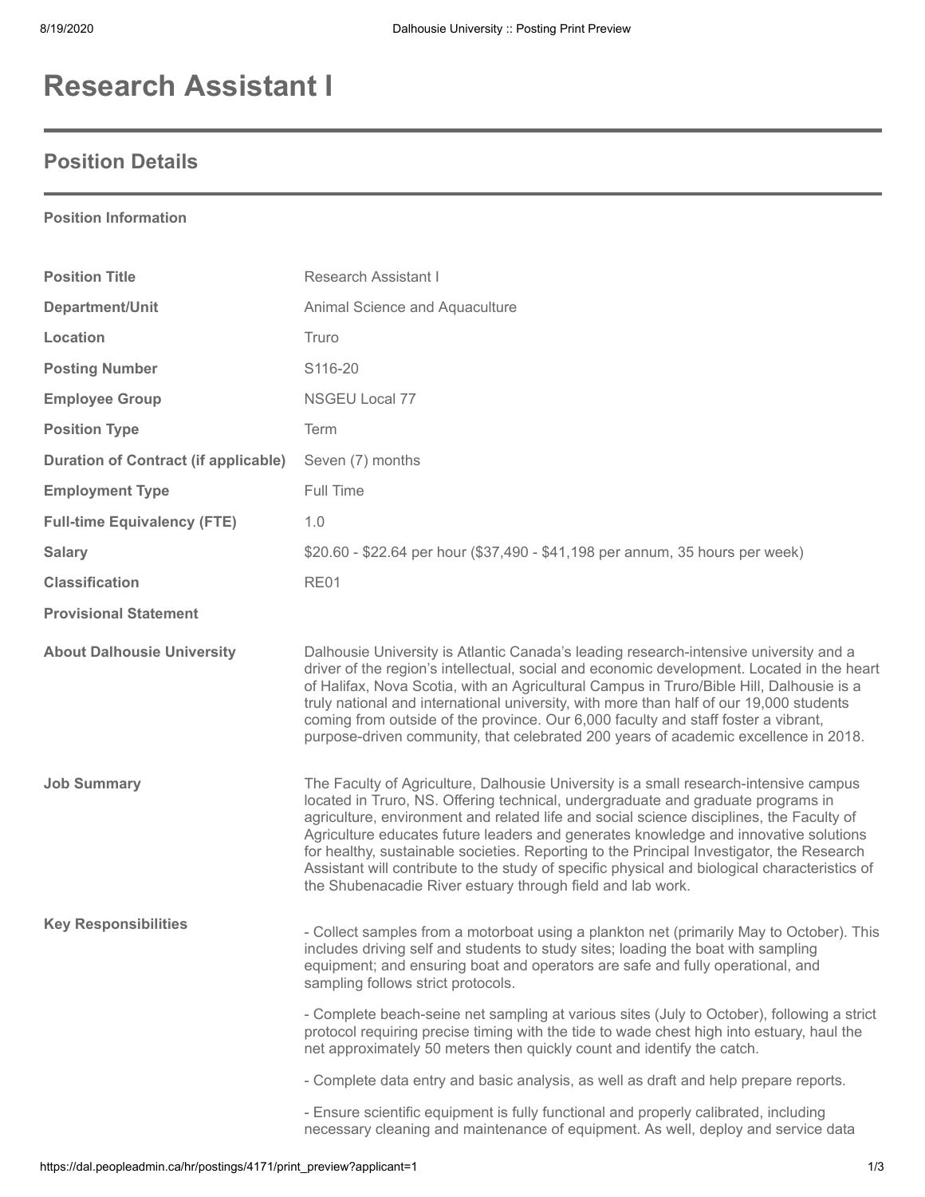# Research Assistant I

## Position Details

**Position Information**

| | |
|---|---|
| **Position Title** | Research Assistant I |
| **Department/Unit** | Animal Science and Aquaculture |
| **Location** | Truro |
| **Posting Number** | S116-20 |
| **Employee Group** | NSGEU Local 77 |
| **Position Type** | Term |
| **Duration of Contract (if applicable)** | Seven (7) months |
| **Employment Type** | Full Time |
| **Full-time Equivalency (FTE)** | 1.0 |
| **Salary** | $20.60 - $22.64 per hour ($37,490 - $41,198 per annum, 35 hours per week) |
| **Classification** | RE01 |
| **Provisional Statement** | |

**About Dalhousie University**

Dalhousie University is Atlantic Canada's leading research-intensive university and a driver of the region's intellectual, social and economic development. Located in the heart of Halifax, Nova Scotia, with an Agricultural Campus in Truro/Bible Hill, Dalhousie is a truly national and international university, with more than half of our 19,000 students coming from outside of the province. Our 6,000 faculty and staff foster a vibrant, purpose-driven community, that celebrated 200 years of academic excellence in 2018.

**Job Summary**

The Faculty of Agriculture, Dalhousie University is a small research-intensive campus located in Truro, NS. Offering technical, undergraduate and graduate programs in agriculture, environment and related life and social science disciplines, the Faculty of Agriculture educates future leaders and generates knowledge and innovative solutions for healthy, sustainable societies. Reporting to the Principal Investigator, the Research Assistant will contribute to the study of specific physical and biological characteristics of the Shubenacadie River estuary through field and lab work.

**Key Responsibilities**

- Collect samples from a motorboat using a plankton net (primarily May to October). This includes driving self and students to study sites; loading the boat with sampling equipment; and ensuring boat and operators are safe and fully operational, and sampling follows strict protocols.

- Complete beach-seine net sampling at various sites (July to October), following a strict protocol requiring precise timing with the tide to wade chest high into estuary, haul the net approximately 50 meters then quickly count and identify the catch.

- Complete data entry and basic analysis, as well as draft and help prepare reports.

- Ensure scientific equipment is fully functional and properly calibrated, including necessary cleaning and maintenance of equipment. As well, deploy and service data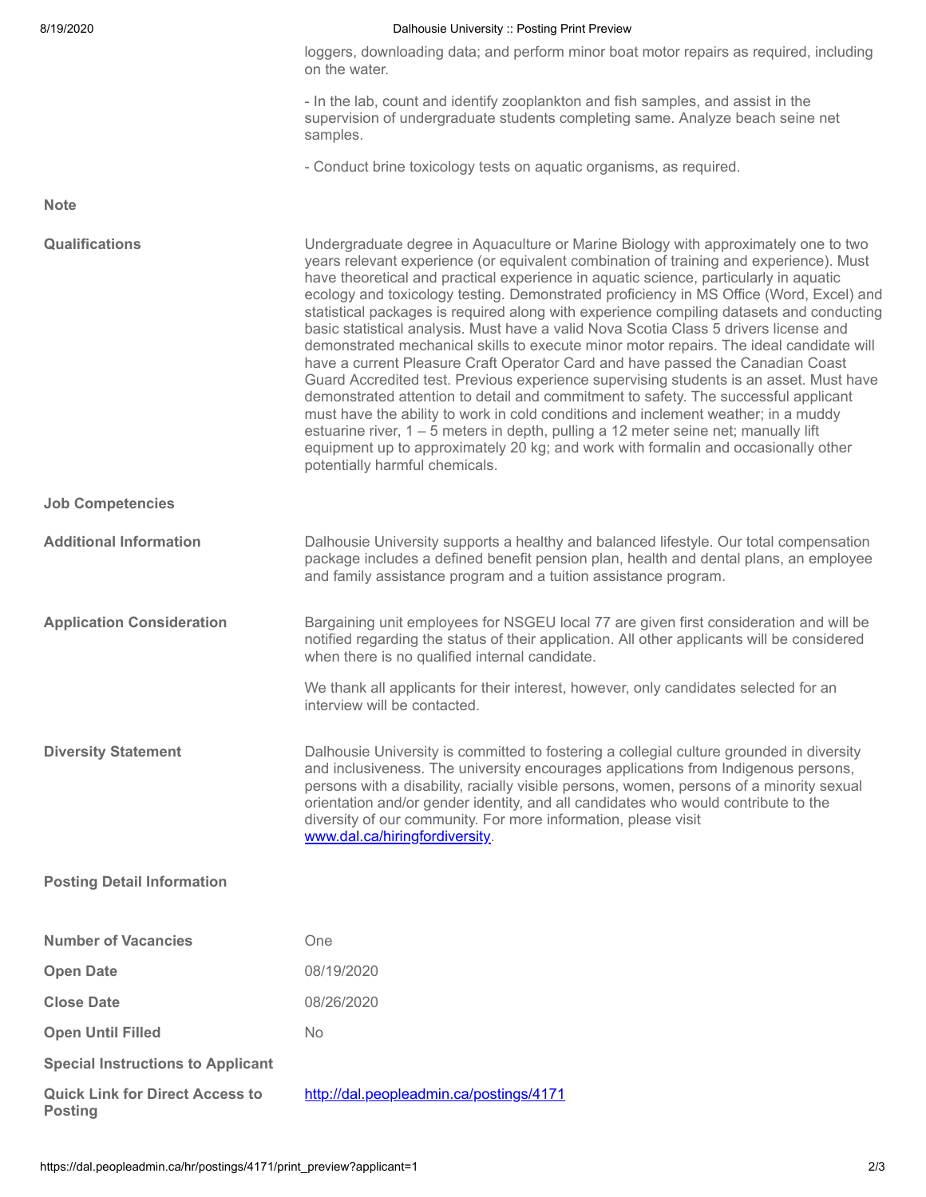loggers, downloading data; and perform minor boat motor repairs as required, including on the water.

- In the lab, count and identify zooplankton and fish samples, and assist in the supervision of undergraduate students completing same. Analyze beach seine net samples.

- Conduct brine toxicology tests on aquatic organisms, as required.

**Note**

**Qualifications**

Undergraduate degree in Aquaculture or Marine Biology with approximately one to two years relevant experience (or equivalent combination of training and experience). Must have theoretical and practical experience in aquatic science, particularly in aquatic ecology and toxicology testing. Demonstrated proficiency in MS Office (Word, Excel) and statistical packages is required along with experience compiling datasets and conducting basic statistical analysis. Must have a valid Nova Scotia Class 5 drivers license and demonstrated mechanical skills to execute minor motor repairs. The ideal candidate will have a current Pleasure Craft Operator Card and have passed the Canadian Coast Guard Accredited test. Previous experience supervising students is an asset. Must have demonstrated attention to detail and commitment to safety. The successful applicant must have the ability to work in cold conditions and inclement weather; in a muddy estuarine river, 1 – 5 meters in depth, pulling a 12 meter seine net; manually lift equipment up to approximately 20 kg; and work with formalin and occasionally other potentially harmful chemicals.

**Job Competencies**

**Additional Information**

Dalhousie University supports a healthy and balanced lifestyle. Our total compensation package includes a defined benefit pension plan, health and dental plans, an employee and family assistance program and a tuition assistance program.

**Application Consideration**

Bargaining unit employees for NSGEU local 77 are given first consideration and will be notified regarding the status of their application. All other applicants will be considered when there is no qualified internal candidate.

We thank all applicants for their interest, however, only candidates selected for an interview will be contacted.

**Diversity Statement**

Dalhousie University is committed to fostering a collegial culture grounded in diversity and inclusiveness. The university encourages applications from Indigenous persons, persons with a disability, racially visible persons, women, persons of a minority sexual orientation and/or gender identity, and all candidates who would contribute to the diversity of our community. For more information, please visit [www.dal.ca/hiringfordiversity](www.dal.ca/hiringfordiversity).

**Posting Detail Information**

| | |
|---|---|
| **Number of Vacancies** | One |
| **Open Date** | 08/19/2020 |
| **Close Date** | 08/26/2020 |
| **Open Until Filled** | No |
| **Special Instructions to Applicant** | |
| **Quick Link for Direct Access to Posting** | [http://dal.peopleadmin.ca/postings/4171](http://dal.peopleadmin.ca/postings/4171) |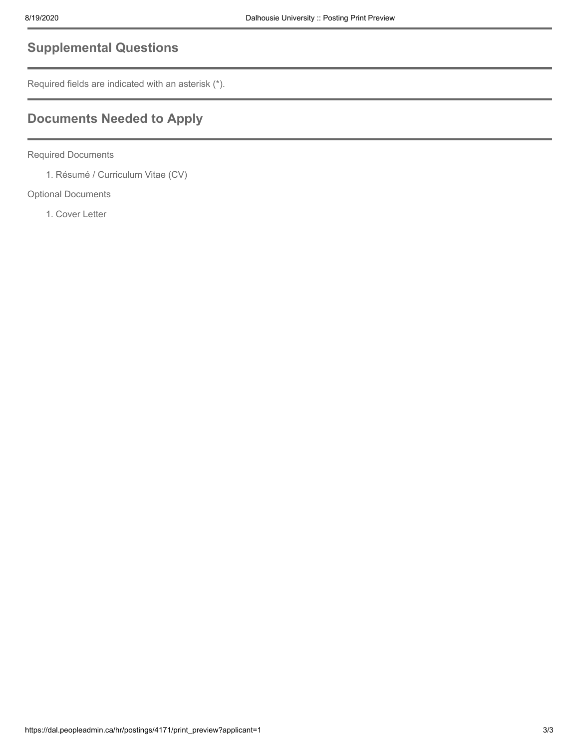## Supplemental Questions

Required fields are indicated with an asterisk (*).

## Documents Needed to Apply

Required Documents

1. Résumé / Curriculum Vitae (CV)

Optional Documents

1. Cover Letter